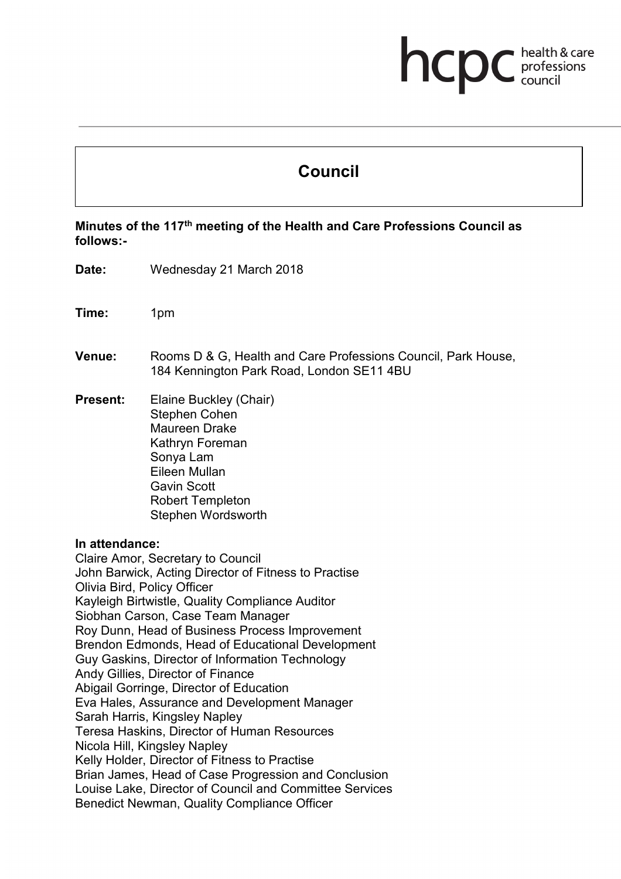# Council

**Minutes of the 117th meeting of the Health and Care Professions Council as follows:-**

**Date:** Wednesday 21 March 2018

**Time:** 1pm

**Venue:** Rooms D & G, Health and Care Professions Council, Park House, 184 Kennington Park Road, London SE11 4BU

**Present:** Elaine Buckley (Chair)
Stephen Cohen
Maureen Drake
Kathryn Foreman
Sonya Lam
Eileen Mullan
Gavin Scott
Robert Templeton
Stephen Wordsworth

**In attendance:**
Claire Amor, Secretary to Council
John Barwick, Acting Director of Fitness to Practise
Olivia Bird, Policy Officer
Kayleigh Birtwistle, Quality Compliance Auditor
Siobhan Carson, Case Team Manager
Roy Dunn, Head of Business Process Improvement
Brendon Edmonds, Head of Educational Development
Guy Gaskins, Director of Information Technology
Andy Gillies, Director of Finance
Abigail Gorringe, Director of Education
Eva Hales, Assurance and Development Manager
Sarah Harris, Kingsley Napley
Teresa Haskins, Director of Human Resources
Nicola Hill, Kingsley Napley
Kelly Holder, Director of Fitness to Practise
Brian James, Head of Case Progression and Conclusion
Louise Lake, Director of Council and Committee Services
Benedict Newman, Quality Compliance Officer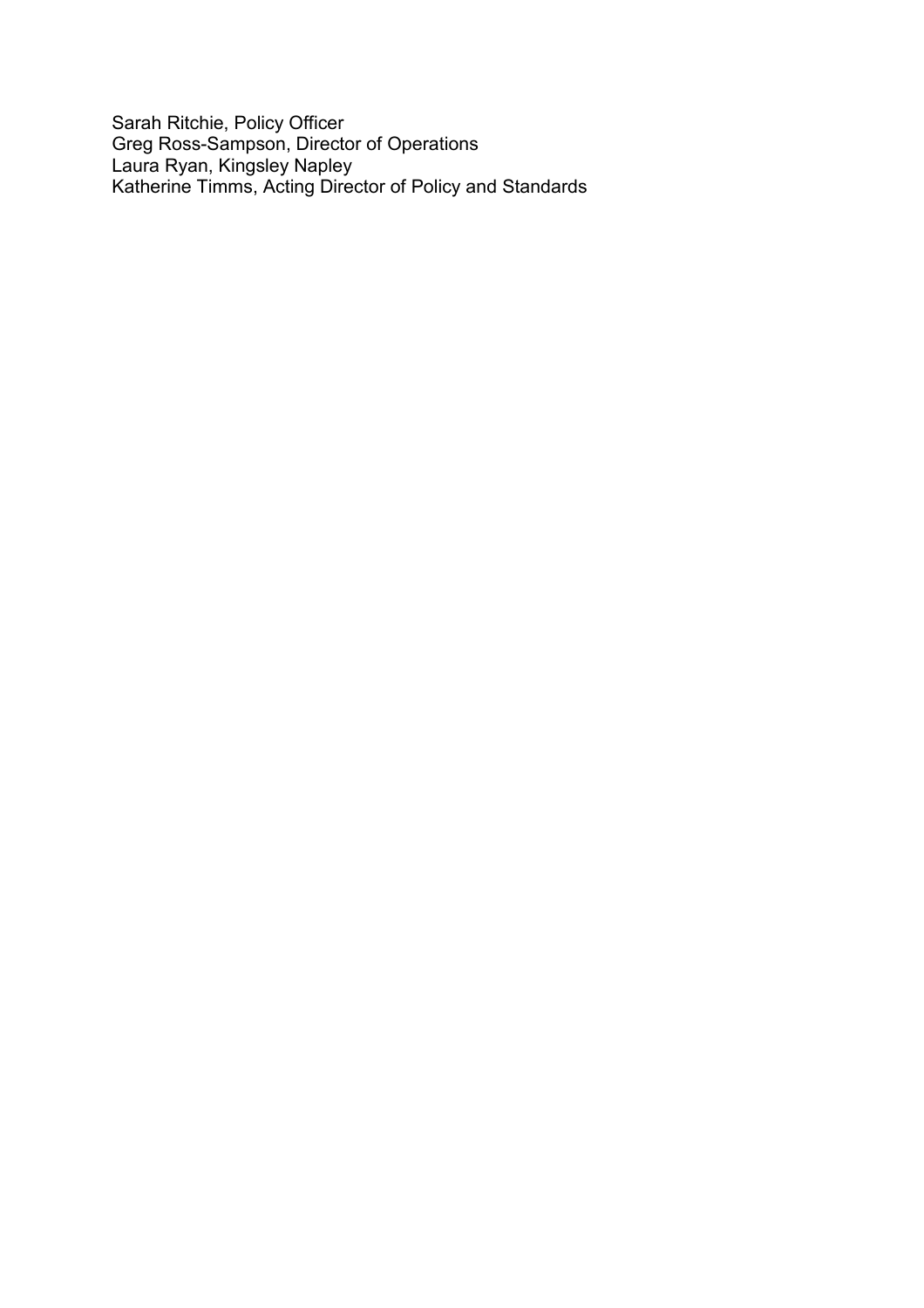Sarah Ritchie, Policy Officer
Greg Ross-Sampson, Director of Operations
Laura Ryan, Kingsley Napley
Katherine Timms, Acting Director of Policy and Standards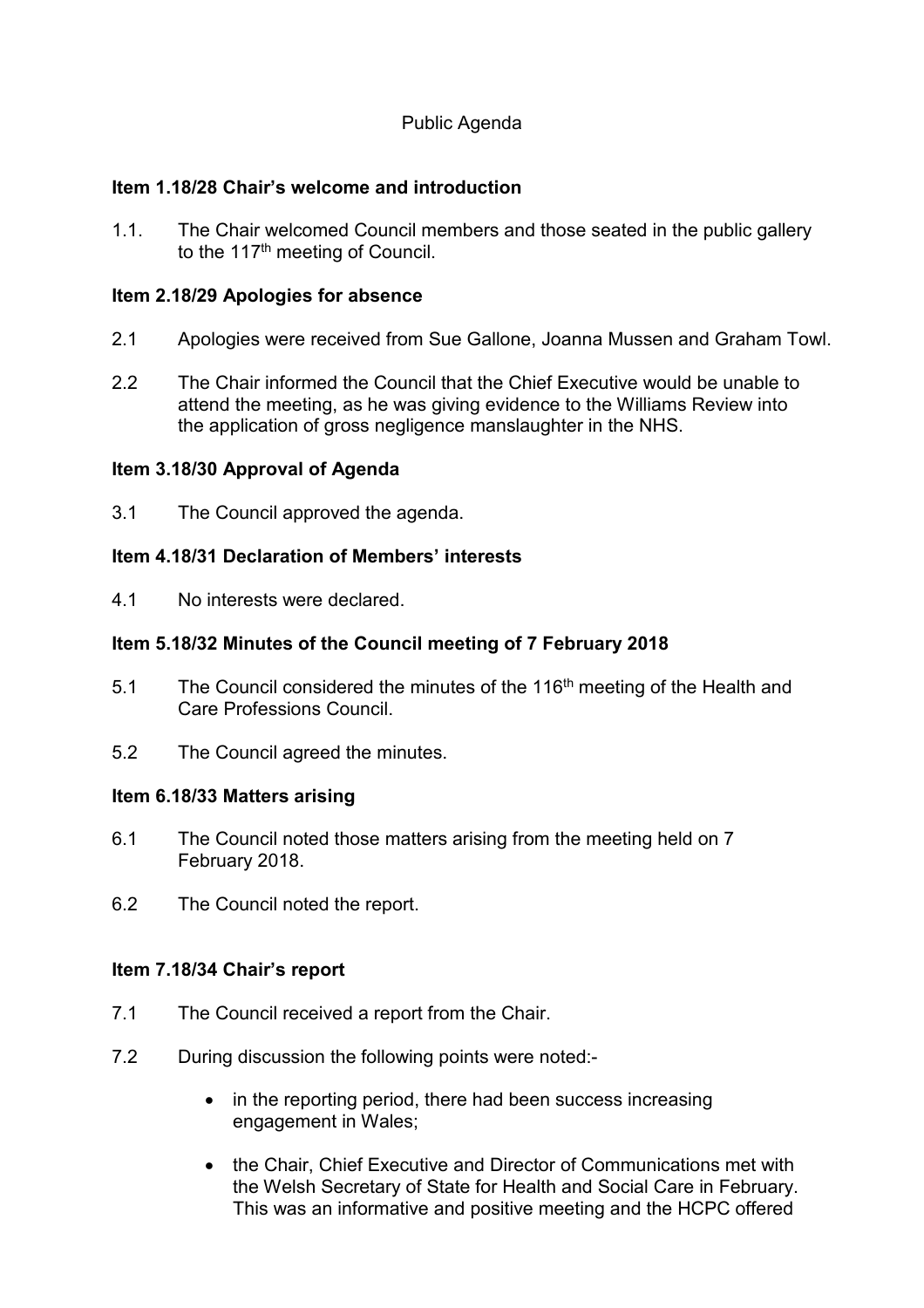Public Agenda

**Item 1.18/28 Chair's welcome and introduction**

1.1. The Chair welcomed Council members and those seated in the public gallery to the 117th meeting of Council.

**Item 2.18/29 Apologies for absence**

2.1 Apologies were received from Sue Gallone, Joanna Mussen and Graham Towl.

2.2 The Chair informed the Council that the Chief Executive would be unable to attend the meeting, as he was giving evidence to the Williams Review into the application of gross negligence manslaughter in the NHS.

**Item 3.18/30 Approval of Agenda**

3.1 The Council approved the agenda.

**Item 4.18/31 Declaration of Members' interests**

4.1 No interests were declared.

**Item 5.18/32 Minutes of the Council meeting of 7 February 2018**

5.1 The Council considered the minutes of the 116th meeting of the Health and Care Professions Council.

5.2 The Council agreed the minutes.

**Item 6.18/33 Matters arising**

6.1 The Council noted those matters arising from the meeting held on 7 February 2018.

6.2 The Council noted the report.

**Item 7.18/34 Chair's report**

7.1 The Council received a report from the Chair.

7.2 During discussion the following points were noted:-

- in the reporting period, there had been success increasing engagement in Wales;

- the Chair, Chief Executive and Director of Communications met with the Welsh Secretary of State for Health and Social Care in February. This was an informative and positive meeting and the HCPC offered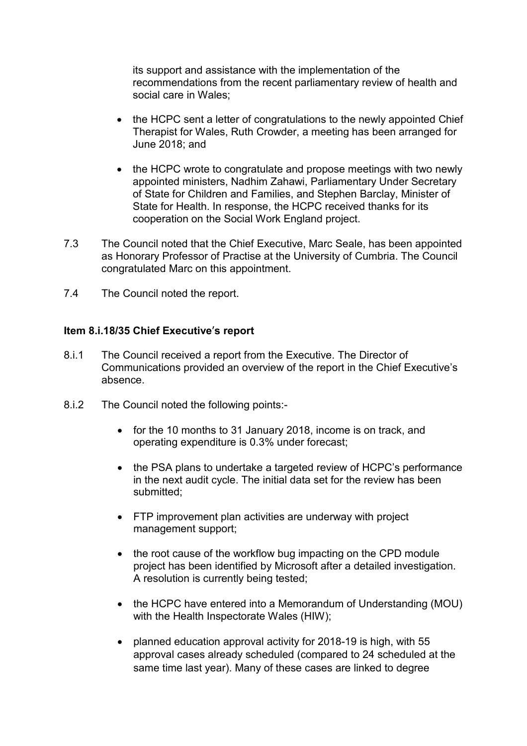its support and assistance with the implementation of the recommendations from the recent parliamentary review of health and social care in Wales;

- the HCPC sent a letter of congratulations to the newly appointed Chief Therapist for Wales, Ruth Crowder, a meeting has been arranged for June 2018; and

- the HCPC wrote to congratulate and propose meetings with two newly appointed ministers, Nadhim Zahawi, Parliamentary Under Secretary of State for Children and Families, and Stephen Barclay, Minister of State for Health. In response, the HCPC received thanks for its cooperation on the Social Work England project.

7.3 The Council noted that the Chief Executive, Marc Seale, has been appointed as Honorary Professor of Practise at the University of Cumbria. The Council congratulated Marc on this appointment.

7.4 The Council noted the report.

**Item 8.i.18/35 Chief Executive's report**

8.i.1 The Council received a report from the Executive. The Director of Communications provided an overview of the report in the Chief Executive's absence.

8.i.2 The Council noted the following points:-

- for the 10 months to 31 January 2018, income is on track, and operating expenditure is 0.3% under forecast;

- the PSA plans to undertake a targeted review of HCPC's performance in the next audit cycle. The initial data set for the review has been submitted;

- FTP improvement plan activities are underway with project management support;

- the root cause of the workflow bug impacting on the CPD module project has been identified by Microsoft after a detailed investigation. A resolution is currently being tested;

- the HCPC have entered into a Memorandum of Understanding (MOU) with the Health Inspectorate Wales (HIW);

- planned education approval activity for 2018-19 is high, with 55 approval cases already scheduled (compared to 24 scheduled at the same time last year). Many of these cases are linked to degree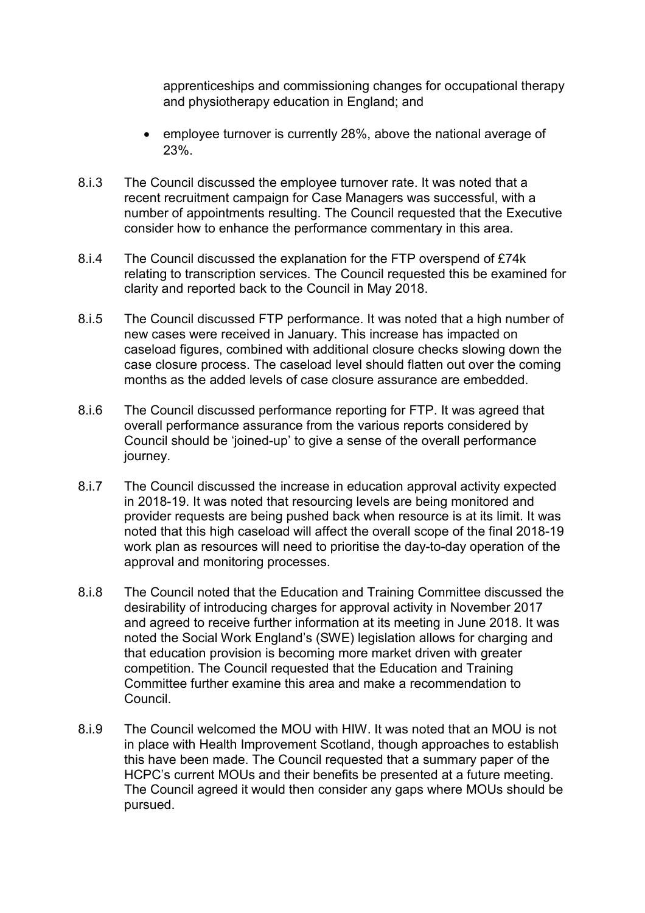apprenticeships and commissioning changes for occupational therapy and physiotherapy education in England; and

- employee turnover is currently 28%, above the national average of 23%.

8.i.3 The Council discussed the employee turnover rate. It was noted that a recent recruitment campaign for Case Managers was successful, with a number of appointments resulting. The Council requested that the Executive consider how to enhance the performance commentary in this area.

8.i.4 The Council discussed the explanation for the FTP overspend of £74k relating to transcription services. The Council requested this be examined for clarity and reported back to the Council in May 2018.

8.i.5 The Council discussed FTP performance. It was noted that a high number of new cases were received in January. This increase has impacted on caseload figures, combined with additional closure checks slowing down the case closure process. The caseload level should flatten out over the coming months as the added levels of case closure assurance are embedded.

8.i.6 The Council discussed performance reporting for FTP. It was agreed that overall performance assurance from the various reports considered by Council should be 'joined-up' to give a sense of the overall performance journey.

8.i.7 The Council discussed the increase in education approval activity expected in 2018-19. It was noted that resourcing levels are being monitored and provider requests are being pushed back when resource is at its limit. It was noted that this high caseload will affect the overall scope of the final 2018-19 work plan as resources will need to prioritise the day-to-day operation of the approval and monitoring processes.

8.i.8 The Council noted that the Education and Training Committee discussed the desirability of introducing charges for approval activity in November 2017 and agreed to receive further information at its meeting in June 2018. It was noted the Social Work England's (SWE) legislation allows for charging and that education provision is becoming more market driven with greater competition. The Council requested that the Education and Training Committee further examine this area and make a recommendation to Council.

8.i.9 The Council welcomed the MOU with HIW. It was noted that an MOU is not in place with Health Improvement Scotland, though approaches to establish this have been made. The Council requested that a summary paper of the HCPC's current MOUs and their benefits be presented at a future meeting. The Council agreed it would then consider any gaps where MOUs should be pursued.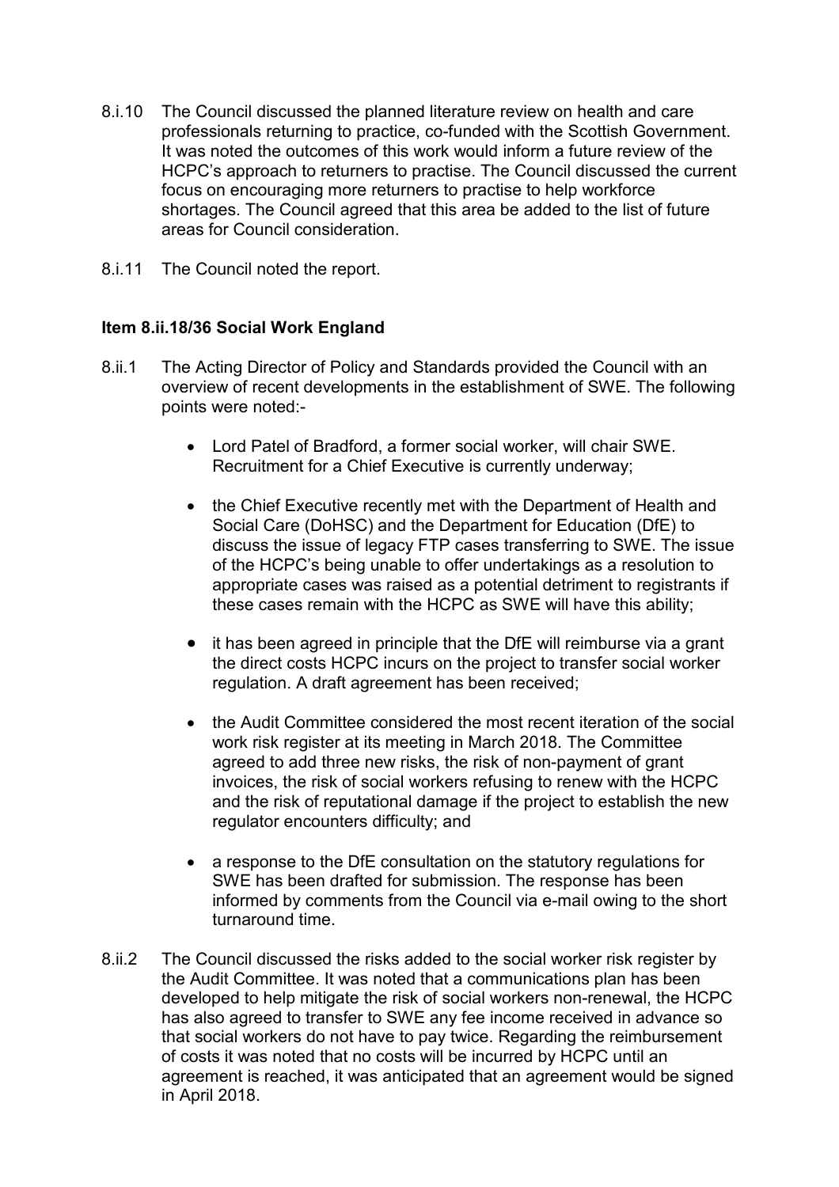8.i.10 The Council discussed the planned literature review on health and care professionals returning to practice, co-funded with the Scottish Government. It was noted the outcomes of this work would inform a future review of the HCPC's approach to returners to practise. The Council discussed the current focus on encouraging more returners to practise to help workforce shortages. The Council agreed that this area be added to the list of future areas for Council consideration.

8.i.11 The Council noted the report.

**Item 8.ii.18/36 Social Work England**

8.ii.1 The Acting Director of Policy and Standards provided the Council with an overview of recent developments in the establishment of SWE. The following points were noted:-

- Lord Patel of Bradford, a former social worker, will chair SWE. Recruitment for a Chief Executive is currently underway;
- the Chief Executive recently met with the Department of Health and Social Care (DoHSC) and the Department for Education (DfE) to discuss the issue of legacy FTP cases transferring to SWE. The issue of the HCPC's being unable to offer undertakings as a resolution to appropriate cases was raised as a potential detriment to registrants if these cases remain with the HCPC as SWE will have this ability;
- it has been agreed in principle that the DfE will reimburse via a grant the direct costs HCPC incurs on the project to transfer social worker regulation. A draft agreement has been received;
- the Audit Committee considered the most recent iteration of the social work risk register at its meeting in March 2018. The Committee agreed to add three new risks, the risk of non-payment of grant invoices, the risk of social workers refusing to renew with the HCPC and the risk of reputational damage if the project to establish the new regulator encounters difficulty; and
- a response to the DfE consultation on the statutory regulations for SWE has been drafted for submission. The response has been informed by comments from the Council via e-mail owing to the short turnaround time.

8.ii.2 The Council discussed the risks added to the social worker risk register by the Audit Committee. It was noted that a communications plan has been developed to help mitigate the risk of social workers non-renewal, the HCPC has also agreed to transfer to SWE any fee income received in advance so that social workers do not have to pay twice. Regarding the reimbursement of costs it was noted that no costs will be incurred by HCPC until an agreement is reached, it was anticipated that an agreement would be signed in April 2018.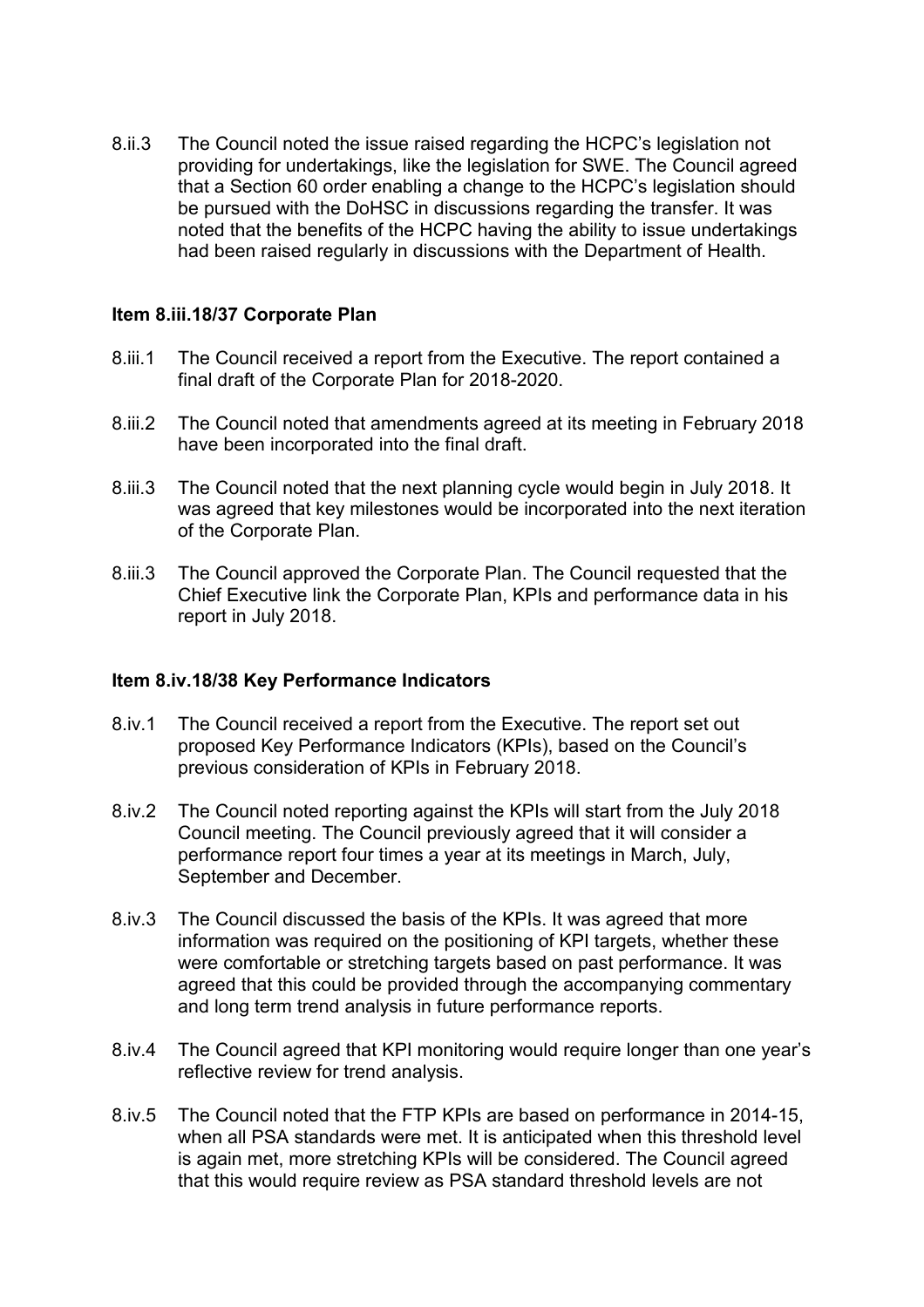8.ii.3 The Council noted the issue raised regarding the HCPC's legislation not providing for undertakings, like the legislation for SWE. The Council agreed that a Section 60 order enabling a change to the HCPC's legislation should be pursued with the DoHSC in discussions regarding the transfer. It was noted that the benefits of the HCPC having the ability to issue undertakings had been raised regularly in discussions with the Department of Health.

**Item 8.iii.18/37 Corporate Plan**

8.iii.1 The Council received a report from the Executive. The report contained a final draft of the Corporate Plan for 2018-2020.

8.iii.2 The Council noted that amendments agreed at its meeting in February 2018 have been incorporated into the final draft.

8.iii.3 The Council noted that the next planning cycle would begin in July 2018. It was agreed that key milestones would be incorporated into the next iteration of the Corporate Plan.

8.iii.3 The Council approved the Corporate Plan. The Council requested that the Chief Executive link the Corporate Plan, KPIs and performance data in his report in July 2018.

**Item 8.iv.18/38 Key Performance Indicators**

8.iv.1 The Council received a report from the Executive. The report set out proposed Key Performance Indicators (KPIs), based on the Council's previous consideration of KPIs in February 2018.

8.iv.2 The Council noted reporting against the KPIs will start from the July 2018 Council meeting. The Council previously agreed that it will consider a performance report four times a year at its meetings in March, July, September and December.

8.iv.3 The Council discussed the basis of the KPIs. It was agreed that more information was required on the positioning of KPI targets, whether these were comfortable or stretching targets based on past performance. It was agreed that this could be provided through the accompanying commentary and long term trend analysis in future performance reports.

8.iv.4 The Council agreed that KPI monitoring would require longer than one year's reflective review for trend analysis.

8.iv.5 The Council noted that the FTP KPIs are based on performance in 2014-15, when all PSA standards were met. It is anticipated when this threshold level is again met, more stretching KPIs will be considered. The Council agreed that this would require review as PSA standard threshold levels are not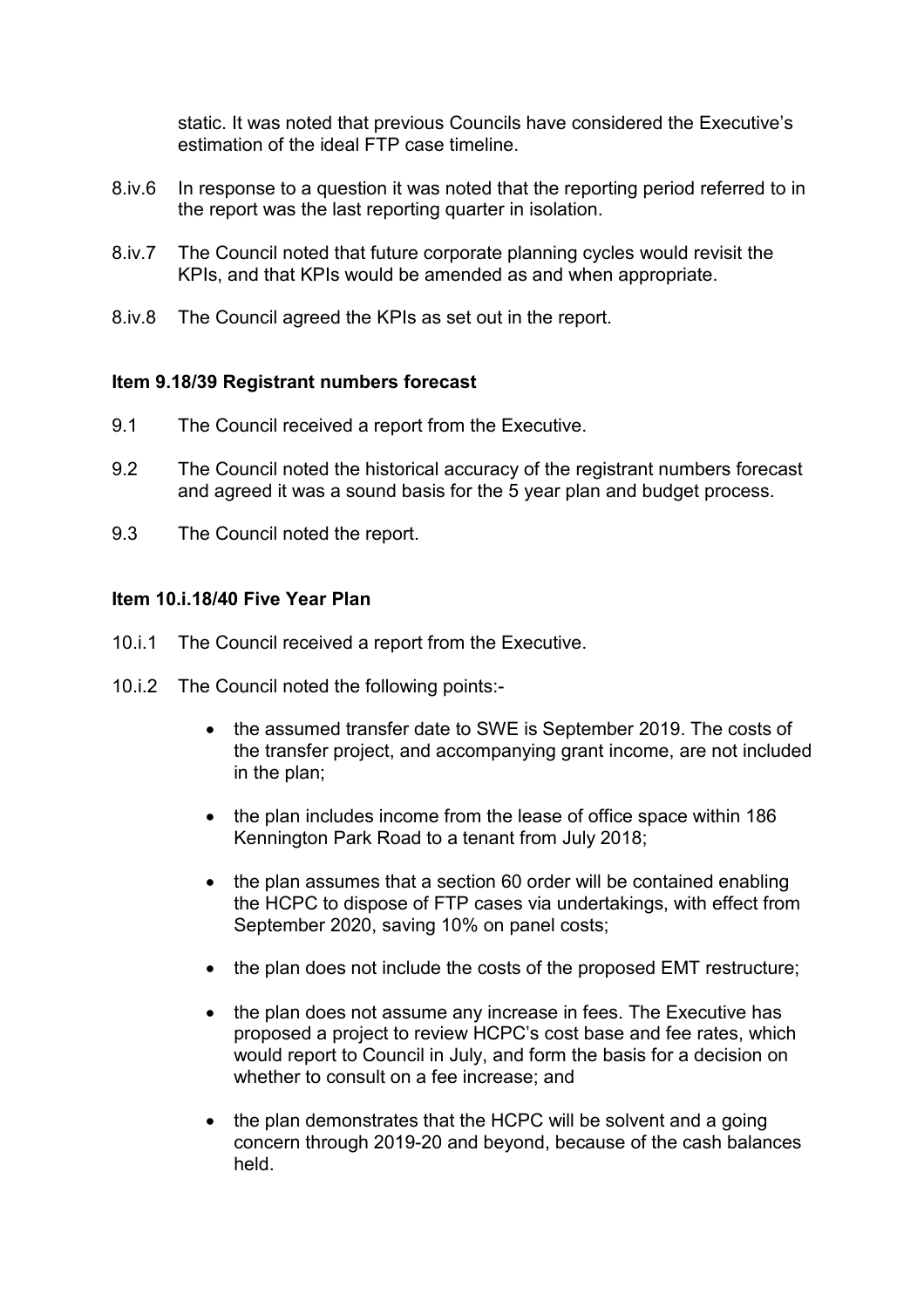static. It was noted that previous Councils have considered the Executive's estimation of the ideal FTP case timeline.

8.iv.6 In response to a question it was noted that the reporting period referred to in the report was the last reporting quarter in isolation.

8.iv.7 The Council noted that future corporate planning cycles would revisit the KPIs, and that KPIs would be amended as and when appropriate.

8.iv.8 The Council agreed the KPIs as set out in the report.

**Item 9.18/39 Registrant numbers forecast**

9.1 The Council received a report from the Executive.

9.2 The Council noted the historical accuracy of the registrant numbers forecast and agreed it was a sound basis for the 5 year plan and budget process.

9.3 The Council noted the report.

**Item 10.i.18/40 Five Year Plan**

10.i.1 The Council received a report from the Executive.

10.i.2 The Council noted the following points:-

- the assumed transfer date to SWE is September 2019. The costs of the transfer project, and accompanying grant income, are not included in the plan;
- the plan includes income from the lease of office space within 186 Kennington Park Road to a tenant from July 2018;
- the plan assumes that a section 60 order will be contained enabling the HCPC to dispose of FTP cases via undertakings, with effect from September 2020, saving 10% on panel costs;
- the plan does not include the costs of the proposed EMT restructure;
- the plan does not assume any increase in fees. The Executive has proposed a project to review HCPC's cost base and fee rates, which would report to Council in July, and form the basis for a decision on whether to consult on a fee increase; and
- the plan demonstrates that the HCPC will be solvent and a going concern through 2019-20 and beyond, because of the cash balances held.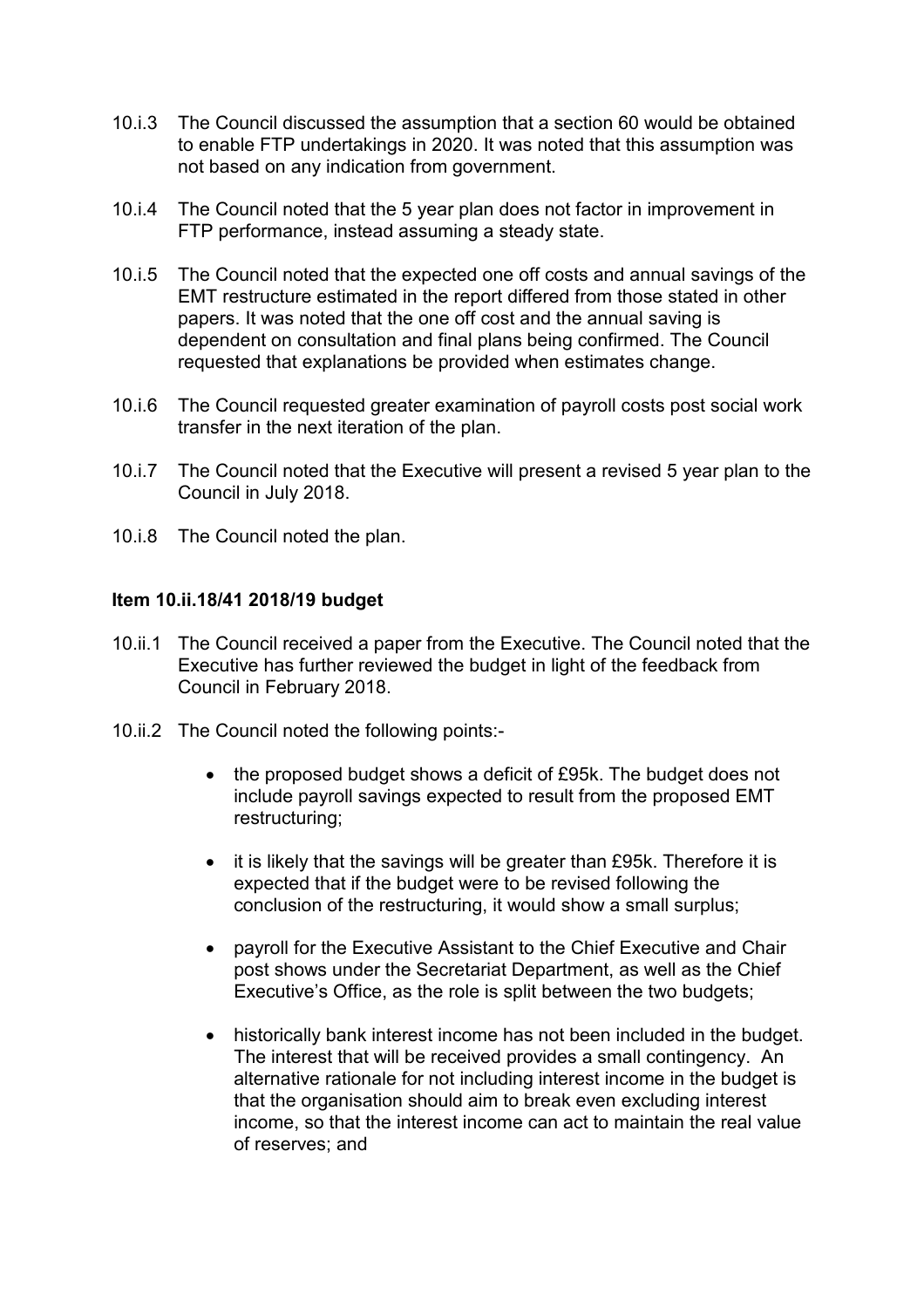10.i.3 The Council discussed the assumption that a section 60 would be obtained to enable FTP undertakings in 2020. It was noted that this assumption was not based on any indication from government.

10.i.4 The Council noted that the 5 year plan does not factor in improvement in FTP performance, instead assuming a steady state.

10.i.5 The Council noted that the expected one off costs and annual savings of the EMT restructure estimated in the report differed from those stated in other papers. It was noted that the one off cost and the annual saving is dependent on consultation and final plans being confirmed. The Council requested that explanations be provided when estimates change.

10.i.6 The Council requested greater examination of payroll costs post social work transfer in the next iteration of the plan.

10.i.7 The Council noted that the Executive will present a revised 5 year plan to the Council in July 2018.

10.i.8 The Council noted the plan.

**Item 10.ii.18/41 2018/19 budget**

10.ii.1 The Council received a paper from the Executive. The Council noted that the Executive has further reviewed the budget in light of the feedback from Council in February 2018.

10.ii.2 The Council noted the following points:-

- the proposed budget shows a deficit of £95k. The budget does not include payroll savings expected to result from the proposed EMT restructuring;
- it is likely that the savings will be greater than £95k. Therefore it is expected that if the budget were to be revised following the conclusion of the restructuring, it would show a small surplus;
- payroll for the Executive Assistant to the Chief Executive and Chair post shows under the Secretariat Department, as well as the Chief Executive's Office, as the role is split between the two budgets;
- historically bank interest income has not been included in the budget. The interest that will be received provides a small contingency. An alternative rationale for not including interest income in the budget is that the organisation should aim to break even excluding interest income, so that the interest income can act to maintain the real value of reserves; and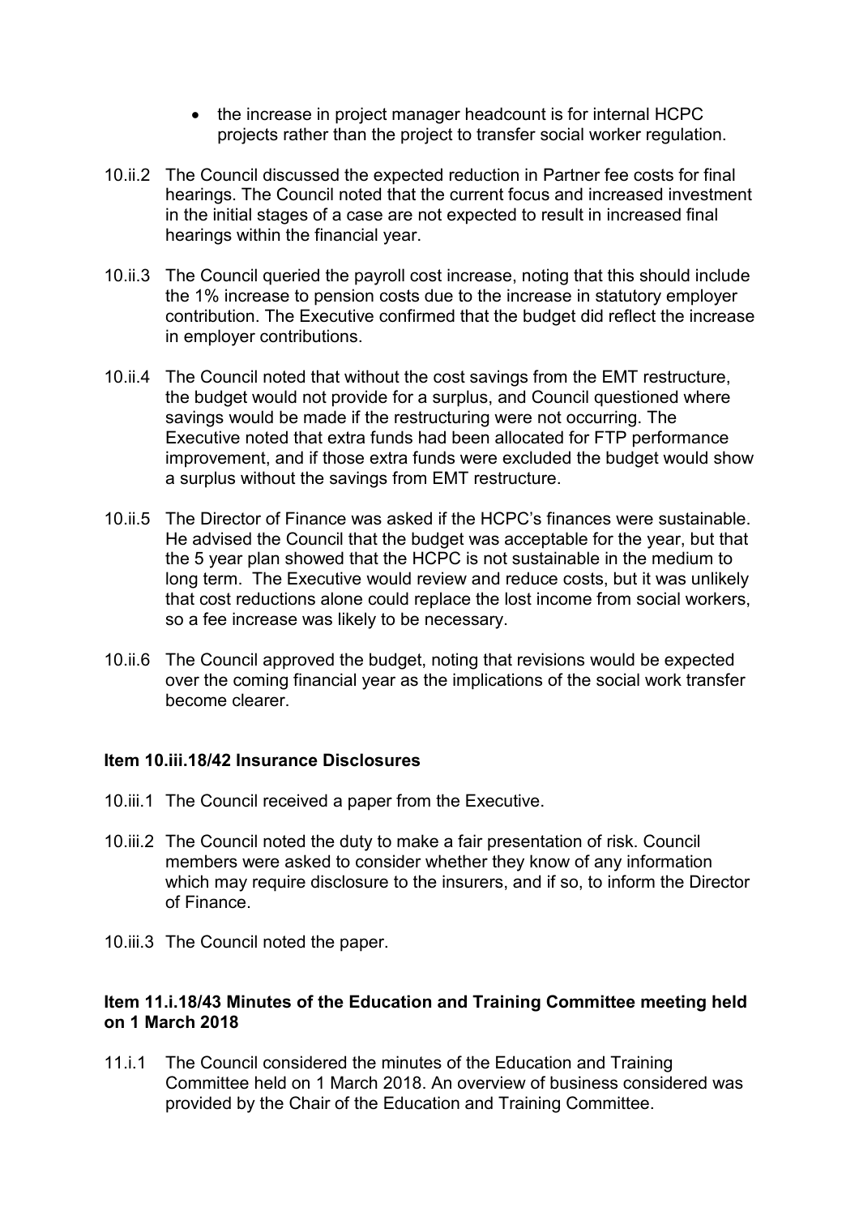- the increase in project manager headcount is for internal HCPC projects rather than the project to transfer social worker regulation.

10.ii.2 The Council discussed the expected reduction in Partner fee costs for final hearings. The Council noted that the current focus and increased investment in the initial stages of a case are not expected to result in increased final hearings within the financial year.

10.ii.3 The Council queried the payroll cost increase, noting that this should include the 1% increase to pension costs due to the increase in statutory employer contribution. The Executive confirmed that the budget did reflect the increase in employer contributions.

10.ii.4 The Council noted that without the cost savings from the EMT restructure, the budget would not provide for a surplus, and Council questioned where savings would be made if the restructuring were not occurring. The Executive noted that extra funds had been allocated for FTP performance improvement, and if those extra funds were excluded the budget would show a surplus without the savings from EMT restructure.

10.ii.5 The Director of Finance was asked if the HCPC's finances were sustainable. He advised the Council that the budget was acceptable for the year, but that the 5 year plan showed that the HCPC is not sustainable in the medium to long term. The Executive would review and reduce costs, but it was unlikely that cost reductions alone could replace the lost income from social workers, so a fee increase was likely to be necessary.

10.ii.6 The Council approved the budget, noting that revisions would be expected over the coming financial year as the implications of the social work transfer become clearer.

**Item 10.iii.18/42 Insurance Disclosures**

10.iii.1 The Council received a paper from the Executive.

10.iii.2 The Council noted the duty to make a fair presentation of risk. Council members were asked to consider whether they know of any information which may require disclosure to the insurers, and if so, to inform the Director of Finance.

10.iii.3 The Council noted the paper.

**Item 11.i.18/43 Minutes of the Education and Training Committee meeting held on 1 March 2018**

11.i.1 The Council considered the minutes of the Education and Training Committee held on 1 March 2018. An overview of business considered was provided by the Chair of the Education and Training Committee.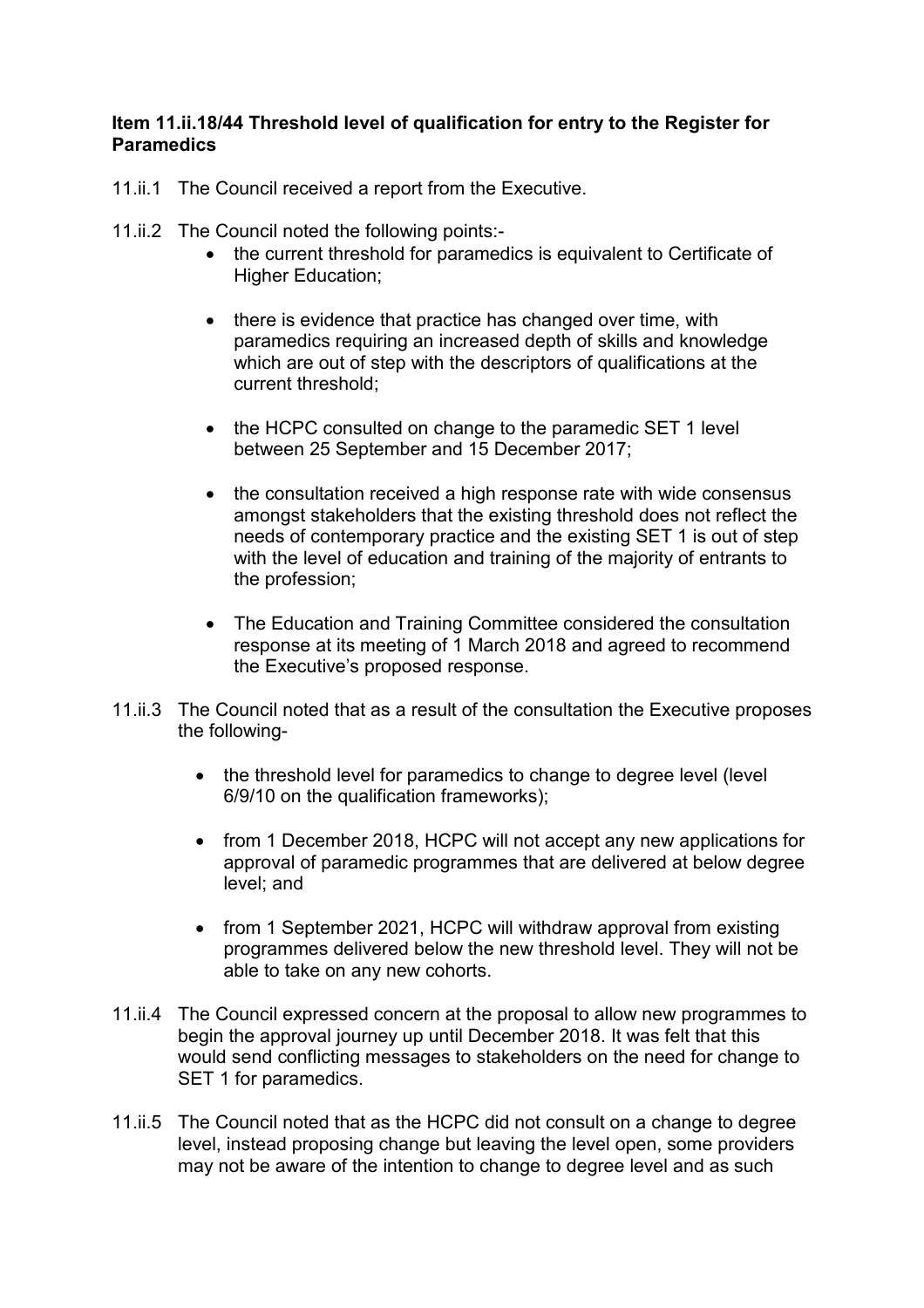**Item 11.ii.18/44 Threshold level of qualification for entry to the Register for Paramedics**

11.ii.1 The Council received a report from the Executive.

11.ii.2 The Council noted the following points:-

- the current threshold for paramedics is equivalent to Certificate of Higher Education;
- there is evidence that practice has changed over time, with paramedics requiring an increased depth of skills and knowledge which are out of step with the descriptors of qualifications at the current threshold;
- the HCPC consulted on change to the paramedic SET 1 level between 25 September and 15 December 2017;
- the consultation received a high response rate with wide consensus amongst stakeholders that the existing threshold does not reflect the needs of contemporary practice and the existing SET 1 is out of step with the level of education and training of the majority of entrants to the profession;
- The Education and Training Committee considered the consultation response at its meeting of 1 March 2018 and agreed to recommend the Executive's proposed response.

11.ii.3 The Council noted that as a result of the consultation the Executive proposes the following-

- the threshold level for paramedics to change to degree level (level 6/9/10 on the qualification frameworks);
- from 1 December 2018, HCPC will not accept any new applications for approval of paramedic programmes that are delivered at below degree level; and
- from 1 September 2021, HCPC will withdraw approval from existing programmes delivered below the new threshold level. They will not be able to take on any new cohorts.

11.ii.4 The Council expressed concern at the proposal to allow new programmes to begin the approval journey up until December 2018. It was felt that this would send conflicting messages to stakeholders on the need for change to SET 1 for paramedics.

11.ii.5 The Council noted that as the HCPC did not consult on a change to degree level, instead proposing change but leaving the level open, some providers may not be aware of the intention to change to degree level and as such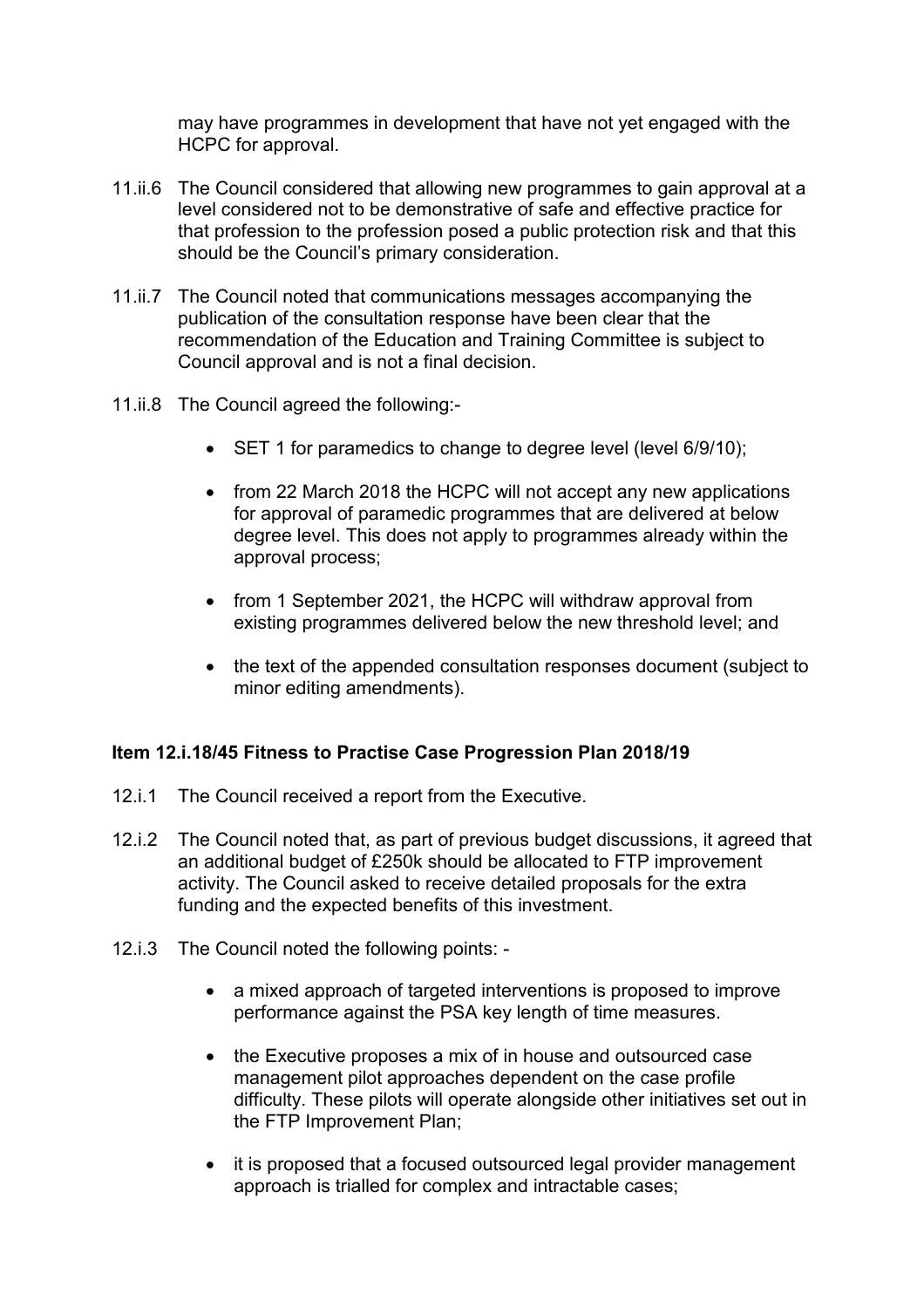may have programmes in development that have not yet engaged with the HCPC for approval.

11.ii.6 The Council considered that allowing new programmes to gain approval at a level considered not to be demonstrative of safe and effective practice for that profession to the profession posed a public protection risk and that this should be the Council's primary consideration.

11.ii.7 The Council noted that communications messages accompanying the publication of the consultation response have been clear that the recommendation of the Education and Training Committee is subject to Council approval and is not a final decision.

11.ii.8 The Council agreed the following:-

- SET 1 for paramedics to change to degree level (level 6/9/10);
- from 22 March 2018 the HCPC will not accept any new applications for approval of paramedic programmes that are delivered at below degree level. This does not apply to programmes already within the approval process;
- from 1 September 2021, the HCPC will withdraw approval from existing programmes delivered below the new threshold level; and
- the text of the appended consultation responses document (subject to minor editing amendments).

**Item 12.i.18/45 Fitness to Practise Case Progression Plan 2018/19**

12.i.1 The Council received a report from the Executive.

12.i.2 The Council noted that, as part of previous budget discussions, it agreed that an additional budget of £250k should be allocated to FTP improvement activity. The Council asked to receive detailed proposals for the extra funding and the expected benefits of this investment.

12.i.3 The Council noted the following points: -

- a mixed approach of targeted interventions is proposed to improve performance against the PSA key length of time measures.
- the Executive proposes a mix of in house and outsourced case management pilot approaches dependent on the case profile difficulty. These pilots will operate alongside other initiatives set out in the FTP Improvement Plan;
- it is proposed that a focused outsourced legal provider management approach is trialled for complex and intractable cases;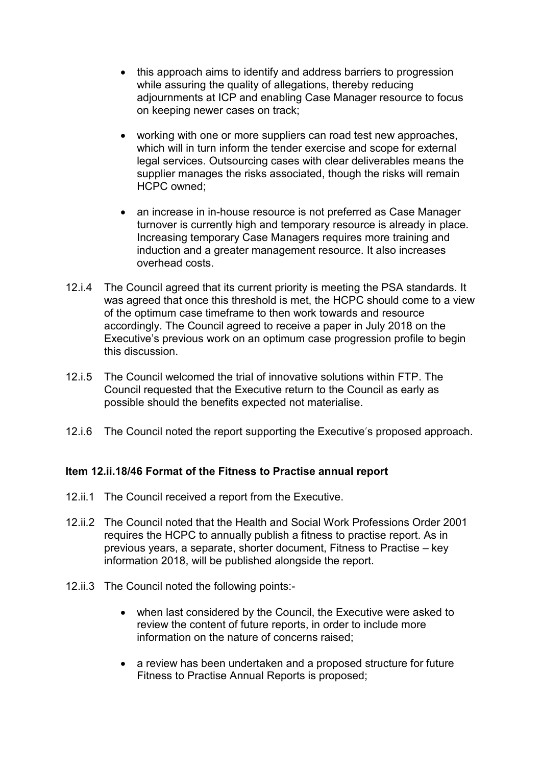- this approach aims to identify and address barriers to progression while assuring the quality of allegations, thereby reducing adjournments at ICP and enabling Case Manager resource to focus on keeping newer cases on track;

- working with one or more suppliers can road test new approaches, which will in turn inform the tender exercise and scope for external legal services. Outsourcing cases with clear deliverables means the supplier manages the risks associated, though the risks will remain HCPC owned;

- an increase in in-house resource is not preferred as Case Manager turnover is currently high and temporary resource is already in place. Increasing temporary Case Managers requires more training and induction and a greater management resource. It also increases overhead costs.

12.i.4 The Council agreed that its current priority is meeting the PSA standards. It was agreed that once this threshold is met, the HCPC should come to a view of the optimum case timeframe to then work towards and resource accordingly. The Council agreed to receive a paper in July 2018 on the Executive's previous work on an optimum case progression profile to begin this discussion.

12.i.5 The Council welcomed the trial of innovative solutions within FTP. The Council requested that the Executive return to the Council as early as possible should the benefits expected not materialise.

12.i.6 The Council noted the report supporting the Executive's proposed approach.

**Item 12.ii.18/46 Format of the Fitness to Practise annual report**

12.ii.1 The Council received a report from the Executive.

12.ii.2 The Council noted that the Health and Social Work Professions Order 2001 requires the HCPC to annually publish a fitness to practise report. As in previous years, a separate, shorter document, Fitness to Practise – key information 2018, will be published alongside the report.

12.ii.3 The Council noted the following points:-

- when last considered by the Council, the Executive were asked to review the content of future reports, in order to include more information on the nature of concerns raised;

- a review has been undertaken and a proposed structure for future Fitness to Practise Annual Reports is proposed;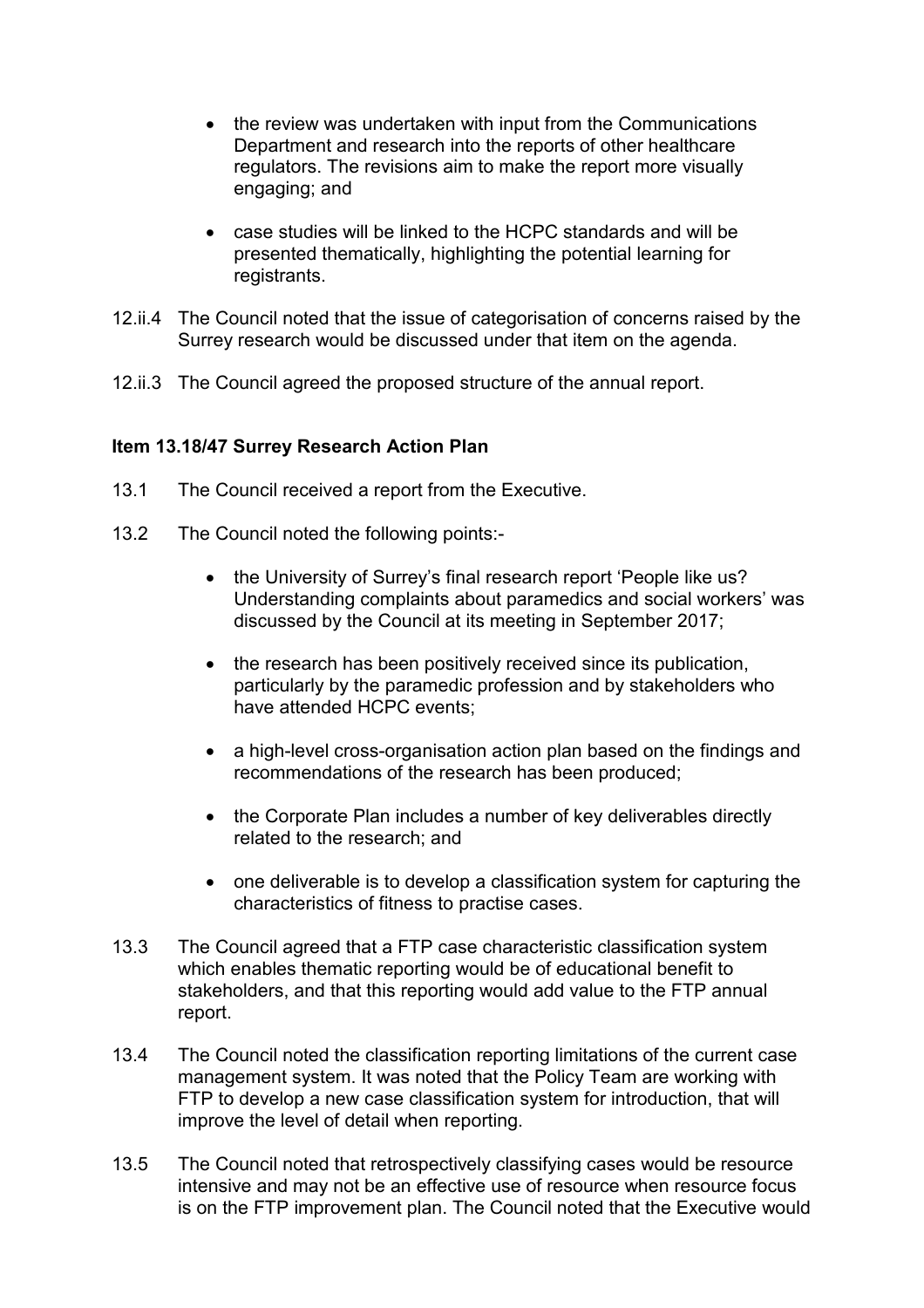- the review was undertaken with input from the Communications Department and research into the reports of other healthcare regulators. The revisions aim to make the report more visually engaging; and

- case studies will be linked to the HCPC standards and will be presented thematically, highlighting the potential learning for registrants.

12.ii.4 The Council noted that the issue of categorisation of concerns raised by the Surrey research would be discussed under that item on the agenda.

12.ii.3 The Council agreed the proposed structure of the annual report.

**Item 13.18/47 Surrey Research Action Plan**

13.1 The Council received a report from the Executive.

13.2 The Council noted the following points:-

- the University of Surrey's final research report 'People like us? Understanding complaints about paramedics and social workers' was discussed by the Council at its meeting in September 2017;

- the research has been positively received since its publication, particularly by the paramedic profession and by stakeholders who have attended HCPC events;

- a high-level cross-organisation action plan based on the findings and recommendations of the research has been produced;

- the Corporate Plan includes a number of key deliverables directly related to the research; and

- one deliverable is to develop a classification system for capturing the characteristics of fitness to practise cases.

13.3 The Council agreed that a FTP case characteristic classification system which enables thematic reporting would be of educational benefit to stakeholders, and that this reporting would add value to the FTP annual report.

13.4 The Council noted the classification reporting limitations of the current case management system. It was noted that the Policy Team are working with FTP to develop a new case classification system for introduction, that will improve the level of detail when reporting.

13.5 The Council noted that retrospectively classifying cases would be resource intensive and may not be an effective use of resource when resource focus is on the FTP improvement plan. The Council noted that the Executive would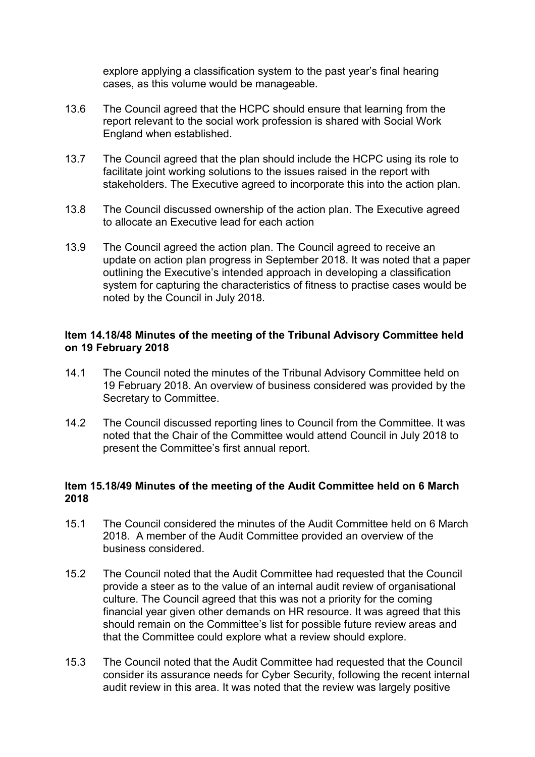explore applying a classification system to the past year's final hearing cases, as this volume would be manageable.

13.6 The Council agreed that the HCPC should ensure that learning from the report relevant to the social work profession is shared with Social Work England when established.

13.7 The Council agreed that the plan should include the HCPC using its role to facilitate joint working solutions to the issues raised in the report with stakeholders. The Executive agreed to incorporate this into the action plan.

13.8 The Council discussed ownership of the action plan. The Executive agreed to allocate an Executive lead for each action

13.9 The Council agreed the action plan. The Council agreed to receive an update on action plan progress in September 2018. It was noted that a paper outlining the Executive's intended approach in developing a classification system for capturing the characteristics of fitness to practise cases would be noted by the Council in July 2018.

**Item 14.18/48 Minutes of the meeting of the Tribunal Advisory Committee held on 19 February 2018**

14.1 The Council noted the minutes of the Tribunal Advisory Committee held on 19 February 2018. An overview of business considered was provided by the Secretary to Committee.

14.2 The Council discussed reporting lines to Council from the Committee. It was noted that the Chair of the Committee would attend Council in July 2018 to present the Committee's first annual report.

**Item 15.18/49 Minutes of the meeting of the Audit Committee held on 6 March 2018**

15.1 The Council considered the minutes of the Audit Committee held on 6 March 2018. A member of the Audit Committee provided an overview of the business considered.

15.2 The Council noted that the Audit Committee had requested that the Council provide a steer as to the value of an internal audit review of organisational culture. The Council agreed that this was not a priority for the coming financial year given other demands on HR resource. It was agreed that this should remain on the Committee's list for possible future review areas and that the Committee could explore what a review should explore.

15.3 The Council noted that the Audit Committee had requested that the Council consider its assurance needs for Cyber Security, following the recent internal audit review in this area. It was noted that the review was largely positive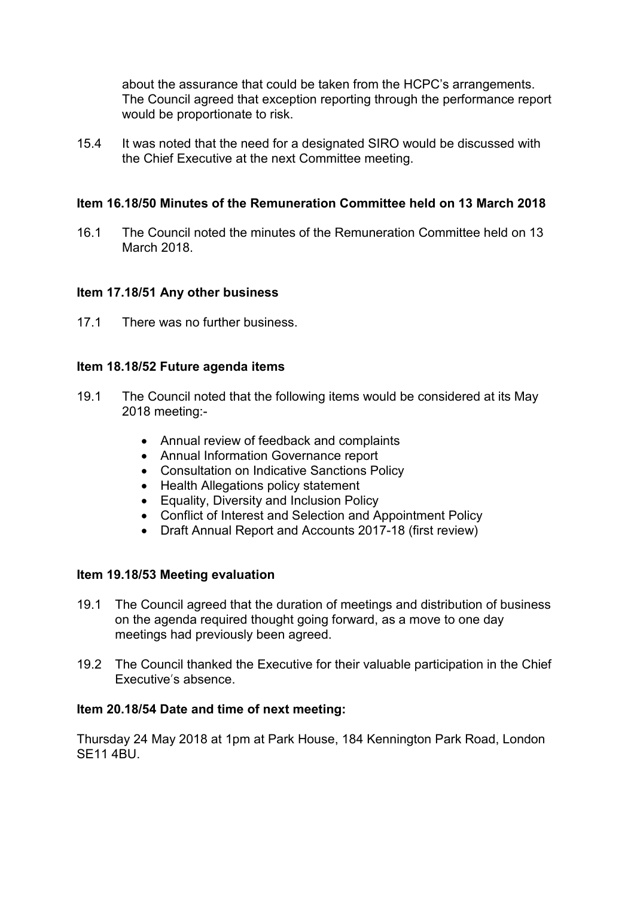about the assurance that could be taken from the HCPC's arrangements. The Council agreed that exception reporting through the performance report would be proportionate to risk.

15.4 It was noted that the need for a designated SIRO would be discussed with the Chief Executive at the next Committee meeting.

**Item 16.18/50 Minutes of the Remuneration Committee held on 13 March 2018**

16.1 The Council noted the minutes of the Remuneration Committee held on 13 March 2018.

**Item 17.18/51 Any other business**

17.1 There was no further business.

**Item 18.18/52 Future agenda items**

19.1 The Council noted that the following items would be considered at its May 2018 meeting:-

- Annual review of feedback and complaints
- Annual Information Governance report
- Consultation on Indicative Sanctions Policy
- Health Allegations policy statement
- Equality, Diversity and Inclusion Policy
- Conflict of Interest and Selection and Appointment Policy
- Draft Annual Report and Accounts 2017-18 (first review)

**Item 19.18/53 Meeting evaluation**

19.1 The Council agreed that the duration of meetings and distribution of business on the agenda required thought going forward, as a move to one day meetings had previously been agreed.

19.2 The Council thanked the Executive for their valuable participation in the Chief Executive's absence.

**Item 20.18/54 Date and time of next meeting:**

Thursday 24 May 2018 at 1pm at Park House, 184 Kennington Park Road, London SE11 4BU.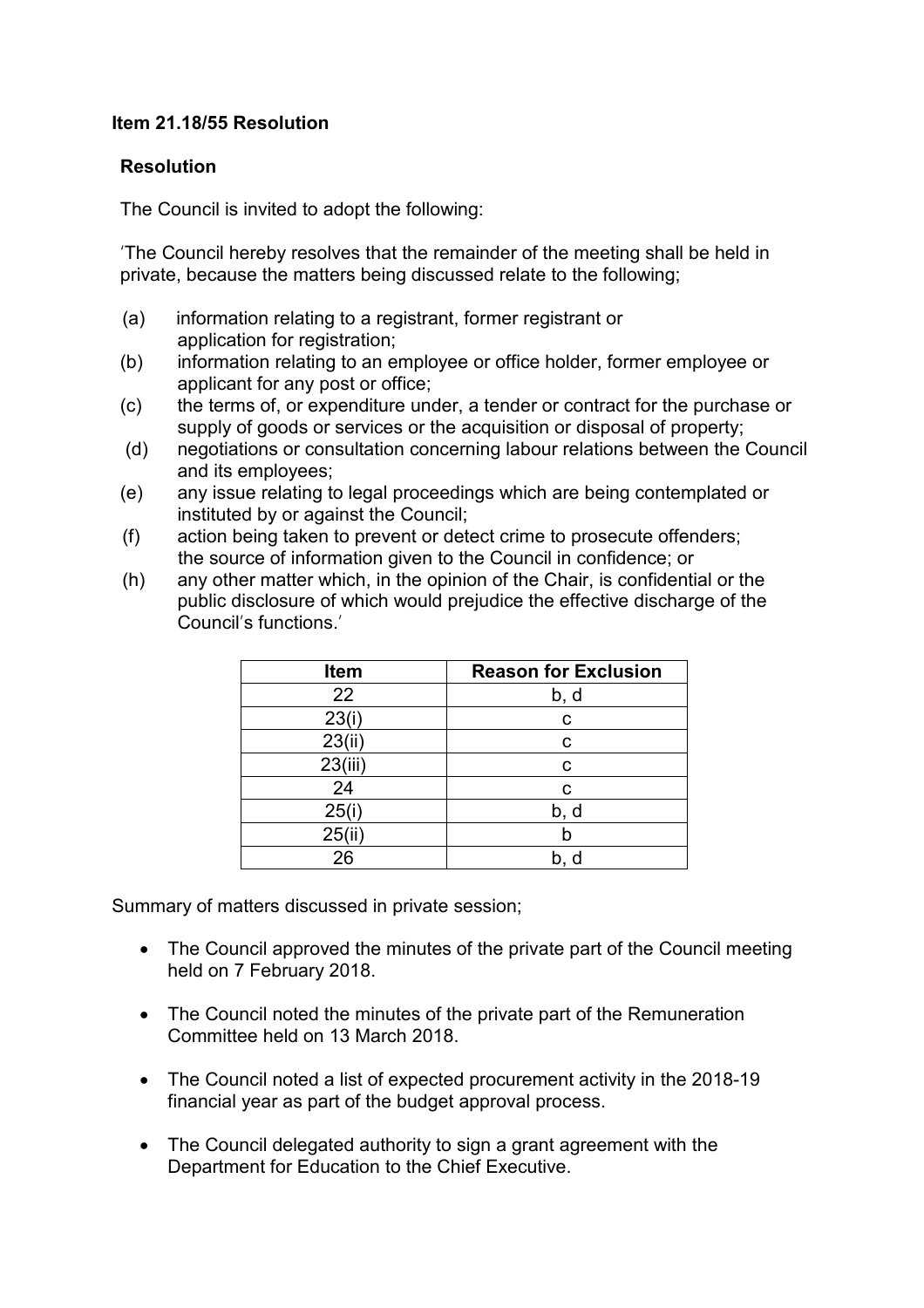**Item 21.18/55 Resolution**

**Resolution**

The Council is invited to adopt the following:

'The Council hereby resolves that the remainder of the meeting shall be held in private, because the matters being discussed relate to the following;

(a) information relating to a registrant, former registrant or application for registration;
(b) information relating to an employee or office holder, former employee or applicant for any post or office;
(c) the terms of, or expenditure under, a tender or contract for the purchase or supply of goods or services or the acquisition or disposal of property;
(d) negotiations or consultation concerning labour relations between the Council and its employees;
(e) any issue relating to legal proceedings which are being contemplated or instituted by or against the Council;
(f) action being taken to prevent or detect crime to prosecute offenders; the source of information given to the Council in confidence; or
(h) any other matter which, in the opinion of the Chair, is confidential or the public disclosure of which would prejudice the effective discharge of the Council's functions.'

| Item | Reason for Exclusion |
|---|---|
| 22 | b, d |
| 23(i) | c |
| 23(ii) | c |
| 23(iii) | c |
| 24 | c |
| 25(i) | b, d |
| 25(ii) | b |
| 26 | b, d |

Summary of matters discussed in private session;

- The Council approved the minutes of the private part of the Council meeting held on 7 February 2018.
- The Council noted the minutes of the private part of the Remuneration Committee held on 13 March 2018.
- The Council noted a list of expected procurement activity in the 2018-19 financial year as part of the budget approval process.
- The Council delegated authority to sign a grant agreement with the Department for Education to the Chief Executive.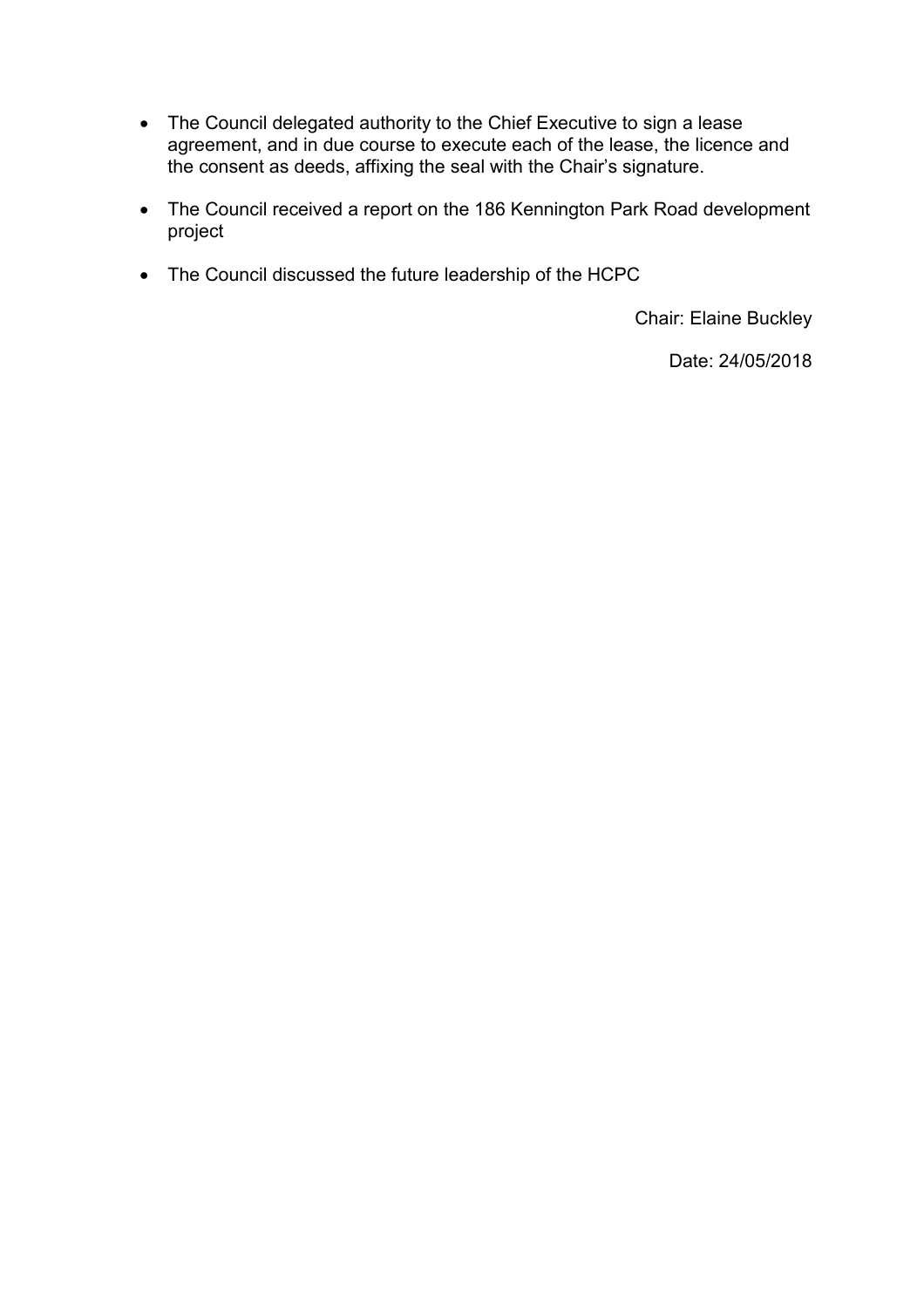- The Council delegated authority to the Chief Executive to sign a lease agreement, and in due course to execute each of the lease, the licence and the consent as deeds, affixing the seal with the Chair's signature.
- The Council received a report on the 186 Kennington Park Road development project
- The Council discussed the future leadership of the HCPC

Chair: Elaine Buckley

Date: 24/05/2018